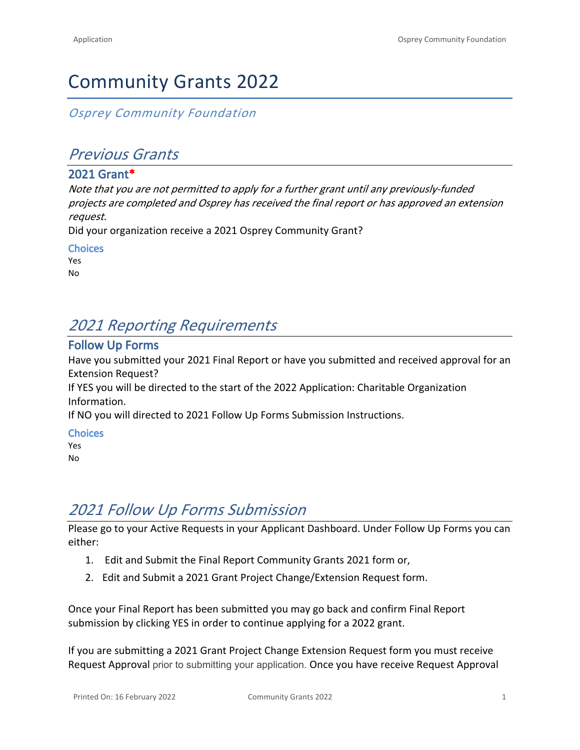# Community Grants 2022

*Osprey Community Foundation*

## *Previous Grants*

### 2021 Grant*

*Note that you are not permitted to apply for a further grant until any previously-funded projects are completed and Osprey has received the final report or has approved an extension request.*

Did your organization receive a 2021 Osprey Community Grant?

#### Choices

Yes
No

## *2021 Reporting Requirements*

### Follow Up Forms

Have you submitted your 2021 Final Report or have you submitted and received approval for an Extension Request?

If YES you will be directed to the start of the 2022 Application: Charitable Organization Information.

If NO you will directed to 2021 Follow Up Forms Submission Instructions.

#### Choices

Yes
No

## *2021 Follow Up Forms Submission*

Please go to your Active Requests in your Applicant Dashboard. Under Follow Up Forms you can either:

1. Edit and Submit the Final Report Community Grants 2021 form or,
2. Edit and Submit a 2021 Grant Project Change/Extension Request form.

Once your Final Report has been submitted you may go back and confirm Final Report submission by clicking YES in order to continue applying for a 2022 grant.

If you are submitting a 2021 Grant Project Change Extension Request form you must receive Request Approval prior to submitting your application. Once you have receive Request Approval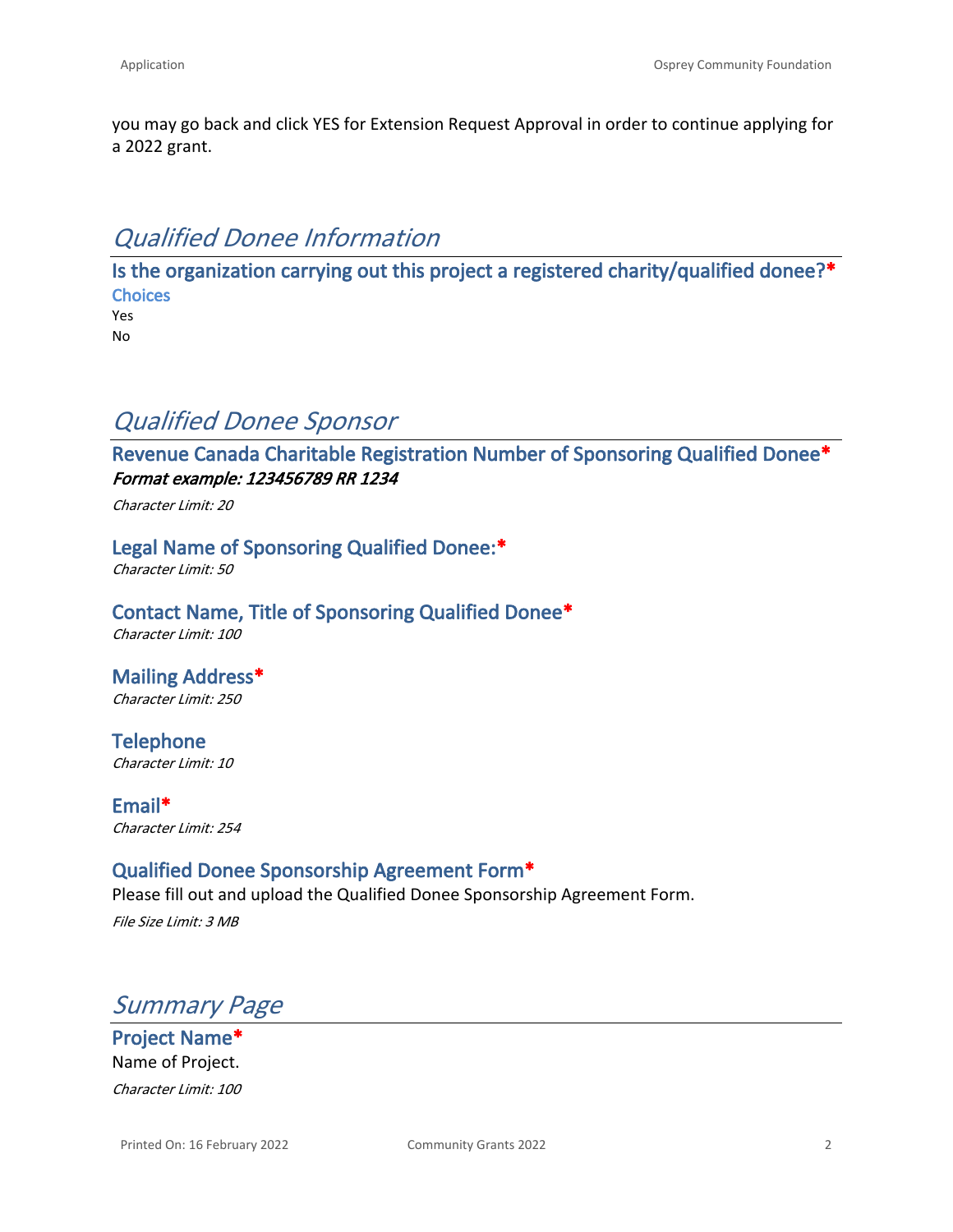you may go back and click YES for Extension Request Approval in order to continue applying for a 2022 grant.

## *Qualified Donee Information*

### Is the organization carrying out this project a registered charity/qualified donee?*

**Choices**

Yes
No

## *Qualified Donee Sponsor*

### Revenue Canada Charitable Registration Number of Sponsoring Qualified Donee*

***Format example: 123456789 RR 1234***

*Character Limit: 20*

### Legal Name of Sponsoring Qualified Donee:*

*Character Limit: 50*

### Contact Name, Title of Sponsoring Qualified Donee*

*Character Limit: 100*

### Mailing Address*

*Character Limit: 250*

### Telephone

*Character Limit: 10*

### Email*

*Character Limit: 254*

### Qualified Donee Sponsorship Agreement Form*

Please fill out and upload the Qualified Donee Sponsorship Agreement Form.

*File Size Limit: 3 MB*

## *Summary Page*

### Project Name*

Name of Project.

*Character Limit: 100*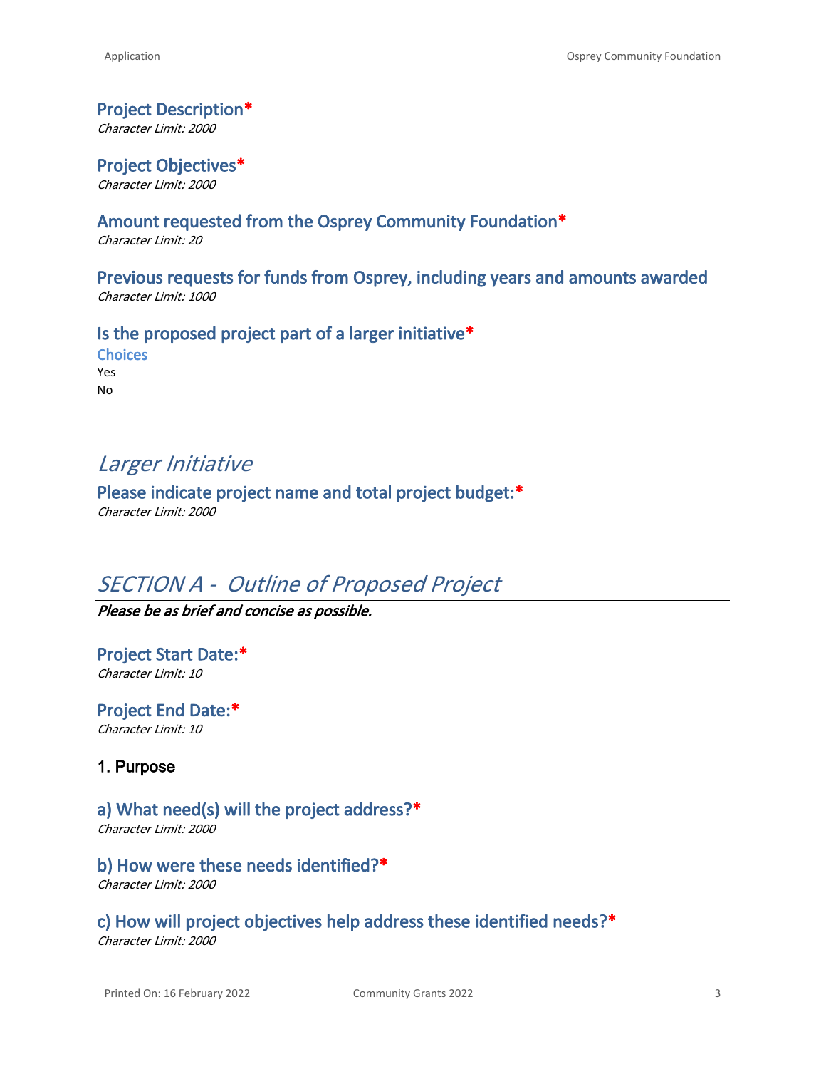### Project Description*
*Character Limit: 2000*

### Project Objectives*
*Character Limit: 2000*

### Amount requested from the Osprey Community Foundation*
*Character Limit: 20*

### Previous requests for funds from Osprey, including years and amounts awarded
*Character Limit: 1000*

### Is the proposed project part of a larger initiative*
**Choices**

Yes
No

## *Larger Initiative*

### Please indicate project name and total project budget:*
*Character Limit: 2000*

## *SECTION A - Outline of Proposed Project*

***Please be as brief and concise as possible.***

### Project Start Date:*
*Character Limit: 10*

### Project End Date:*
*Character Limit: 10*

#### 1. Purpose

### a) What need(s) will the project address?*
*Character Limit: 2000*

### b) How were these needs identified?*
*Character Limit: 2000*

### c) How will project objectives help address these identified needs?*
*Character Limit: 2000*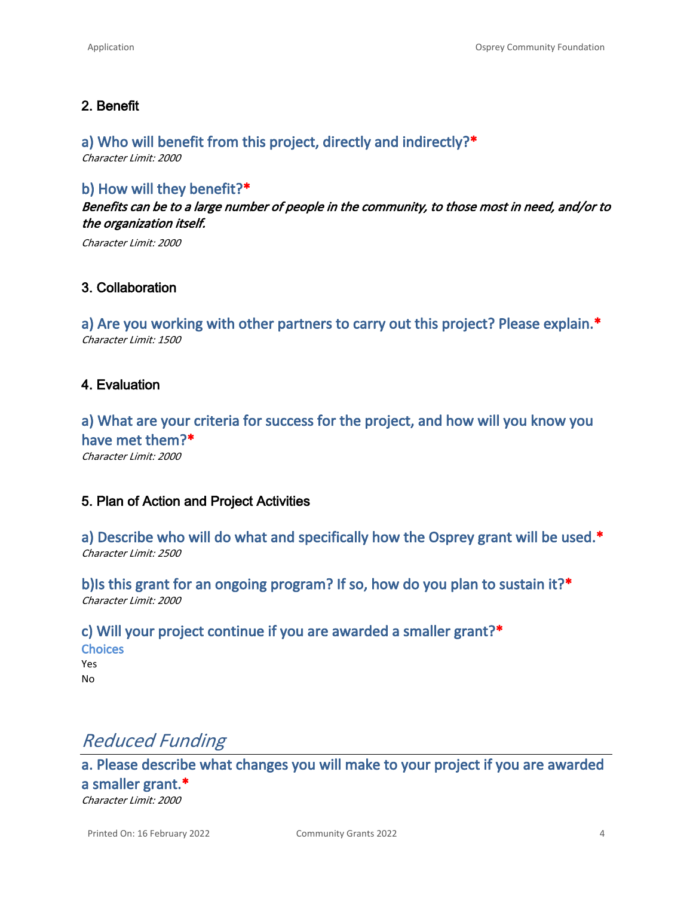## 2. Benefit

### a) Who will benefit from this project, directly and indirectly?*

*Character Limit: 2000*

### b) How will they benefit?*

***Benefits can be to a large number of people in the community, to those most in need, and/or to the organization itself.***

*Character Limit: 2000*

## 3. Collaboration

### a) Are you working with other partners to carry out this project? Please explain.*

*Character Limit: 1500*

## 4. Evaluation

### a) What are your criteria for success for the project, and how will you know you have met them?*

*Character Limit: 2000*

## 5. Plan of Action and Project Activities

### a) Describe who will do what and specifically how the Osprey grant will be used.*

*Character Limit: 2500*

### b)Is this grant for an ongoing program? If so, how do you plan to sustain it?*

*Character Limit: 2000*

### c) Will your project continue if you are awarded a smaller grant?*

Choices

Yes

No

# *Reduced Funding*

### a. Please describe what changes you will make to your project if you are awarded a smaller grant.*

*Character Limit: 2000*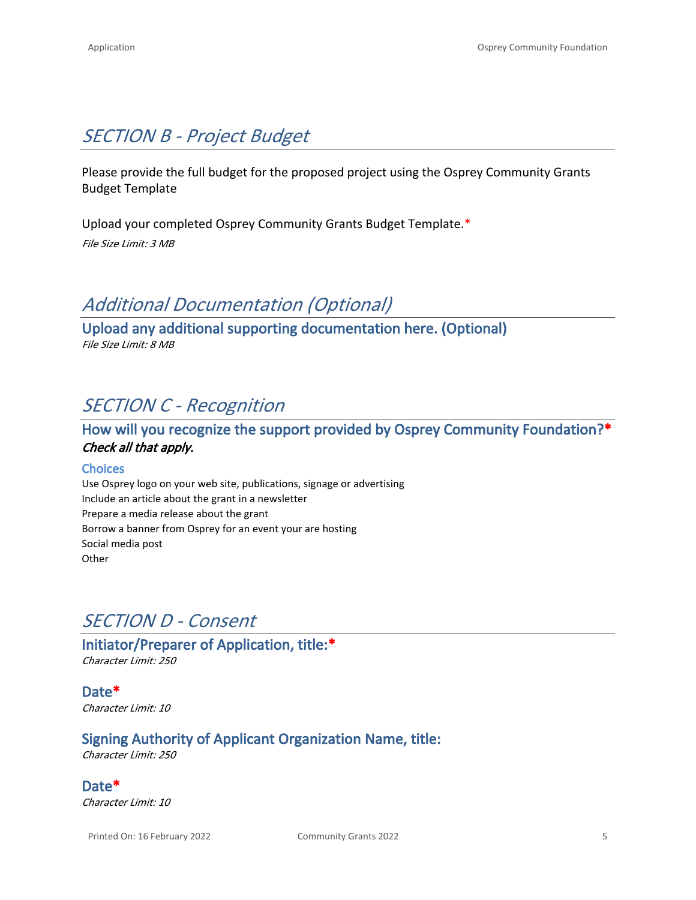## SECTION B - Project Budget

Please provide the full budget for the proposed project using the Osprey Community Grants Budget Template

Upload your completed Osprey Community Grants Budget Template.*
*File Size Limit: 3 MB*

## Additional Documentation (Optional)

### Upload any additional supporting documentation here. (Optional)

*File Size Limit: 8 MB*

## SECTION C - Recognition

### How will you recognize the support provided by Osprey Community Foundation?*

***Check all that apply.***

**Choices**

Use Osprey logo on your web site, publications, signage or advertising
Include an article about the grant in a newsletter
Prepare a media release about the grant
Borrow a banner from Osprey for an event your are hosting
Social media post
Other

## SECTION D - Consent

### Initiator/Preparer of Application, title:*

*Character Limit: 250*

### Date*

*Character Limit: 10*

### Signing Authority of Applicant Organization Name, title:

*Character Limit: 250*

### Date*

*Character Limit: 10*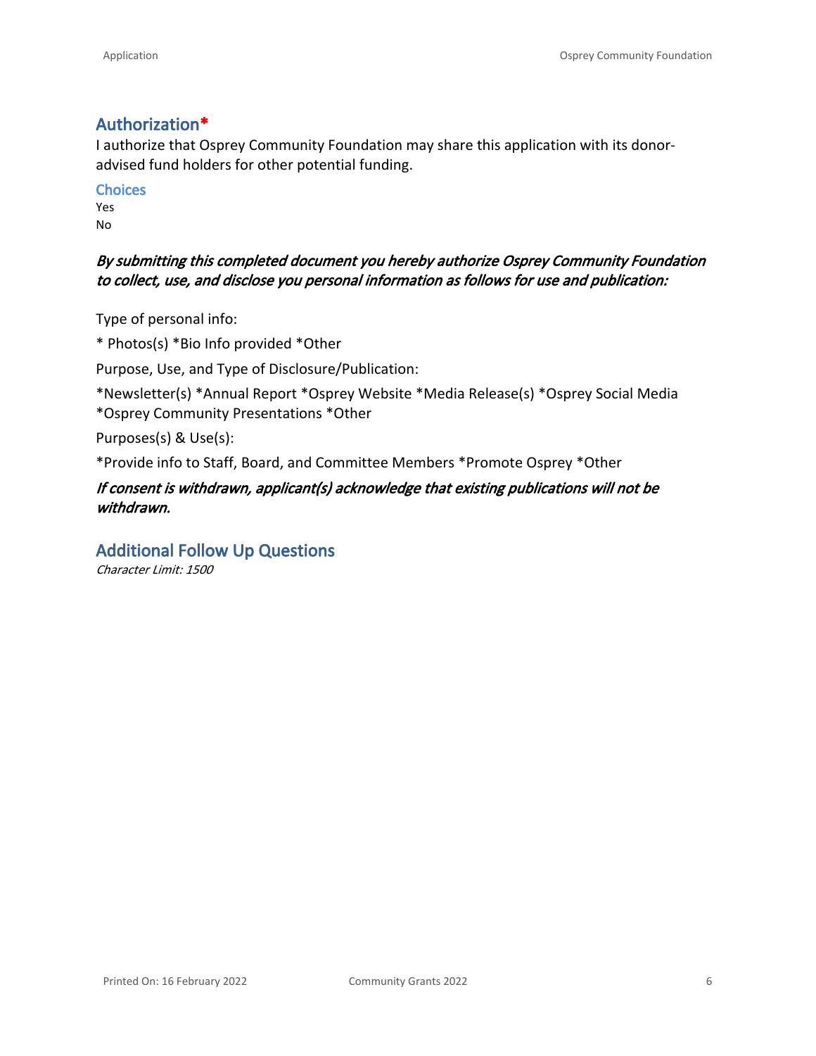## Authorization*

I authorize that Osprey Community Foundation may share this application with its donor-advised fund holders for other potential funding.

### Choices

Yes
No

***By submitting this completed document you hereby authorize Osprey Community Foundation to collect, use, and disclose you personal information as follows for use and publication:***

Type of personal info:

* Photos(s) *Bio Info provided *Other

Purpose, Use, and Type of Disclosure/Publication:

*Newsletter(s) *Annual Report *Osprey Website *Media Release(s) *Osprey Social Media *Osprey Community Presentations *Other

Purposes(s) & Use(s):

*Provide info to Staff, Board, and Committee Members *Promote Osprey *Other

***If consent is withdrawn, applicant(s) acknowledge that existing publications will not be withdrawn.***

## Additional Follow Up Questions

*Character Limit: 1500*